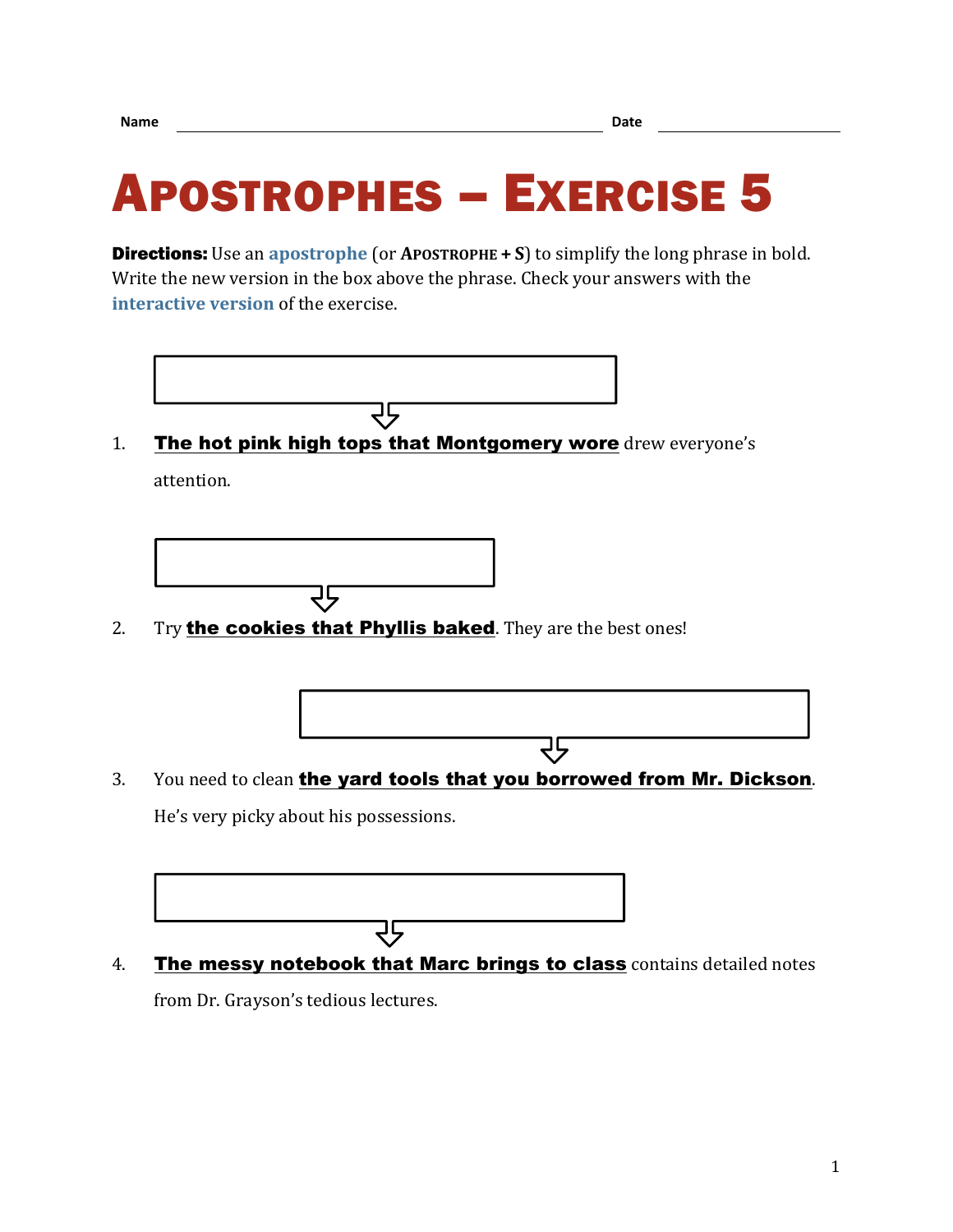Name ______________________________ Date ______________

# APOSTROPHES – EXERCISE 5

**Directions:** Use an apostrophe (or APOSTROPHE + S) to simplify the long phrase in bold. Write the new version in the box above the phrase. Check your answers with the interactive version of the exercise.

1. **The hot pink high tops that Montgomery wore** drew everyone's attention.

2. Try **the cookies that Phyllis baked**. They are the best ones!

3. You need to clean **the yard tools that you borrowed from Mr. Dickson**. He's very picky about his possessions.

4. **The messy notebook that Marc brings to class** contains detailed notes from Dr. Grayson's tedious lectures.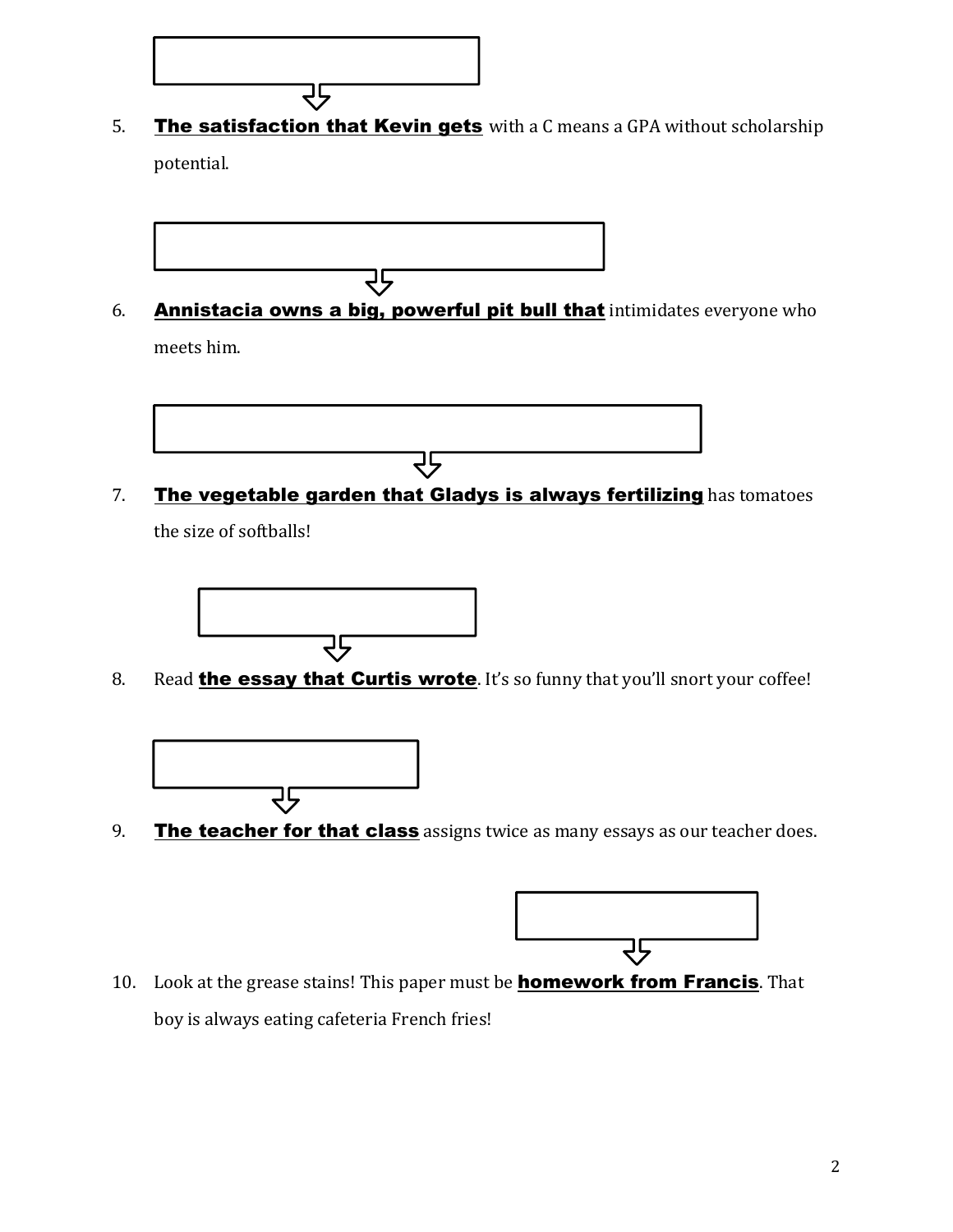5. **The satisfaction that Kevin gets** with a C means a GPA without scholarship potential.

6. **Annistacia owns a big, powerful pit bull that** intimidates everyone who meets him.

7. **The vegetable garden that Gladys is always fertilizing** has tomatoes the size of softballs!

8. Read **the essay that Curtis wrote**. It's so funny that you'll snort your coffee!

9. **The teacher for that class** assigns twice as many essays as our teacher does.

10. Look at the grease stains! This paper must be **homework from Francis**. That boy is always eating cafeteria French fries!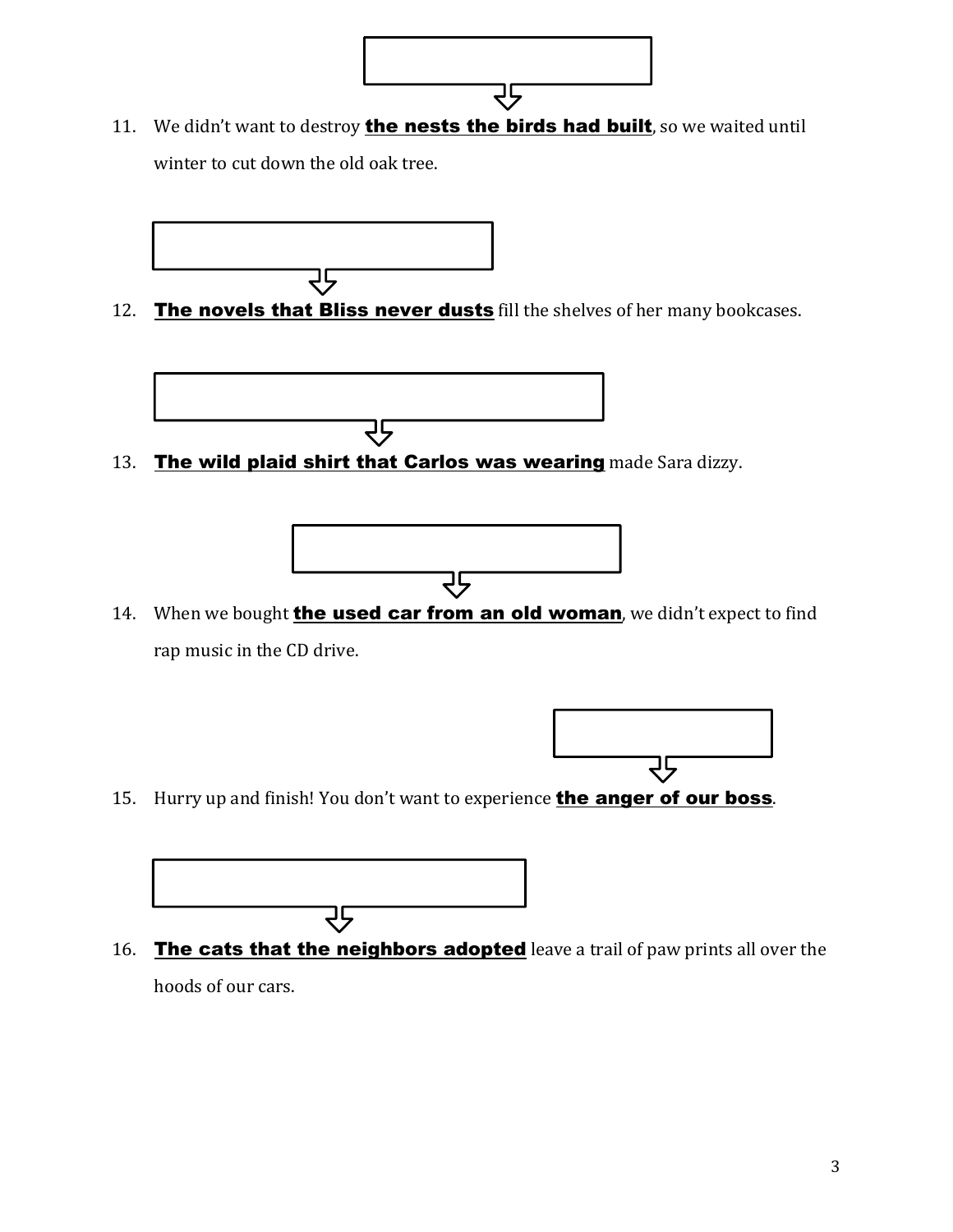11. We didn't want to destroy **the nests the birds had built**, so we waited until winter to cut down the old oak tree.

12. **The novels that Bliss never dusts** fill the shelves of her many bookcases.

13. **The wild plaid shirt that Carlos was wearing** made Sara dizzy.

14. When we bought **the used car from an old woman**, we didn't expect to find rap music in the CD drive.

15. Hurry up and finish! You don't want to experience **the anger of our boss**.

16. **The cats that the neighbors adopted** leave a trail of paw prints all over the hoods of our cars.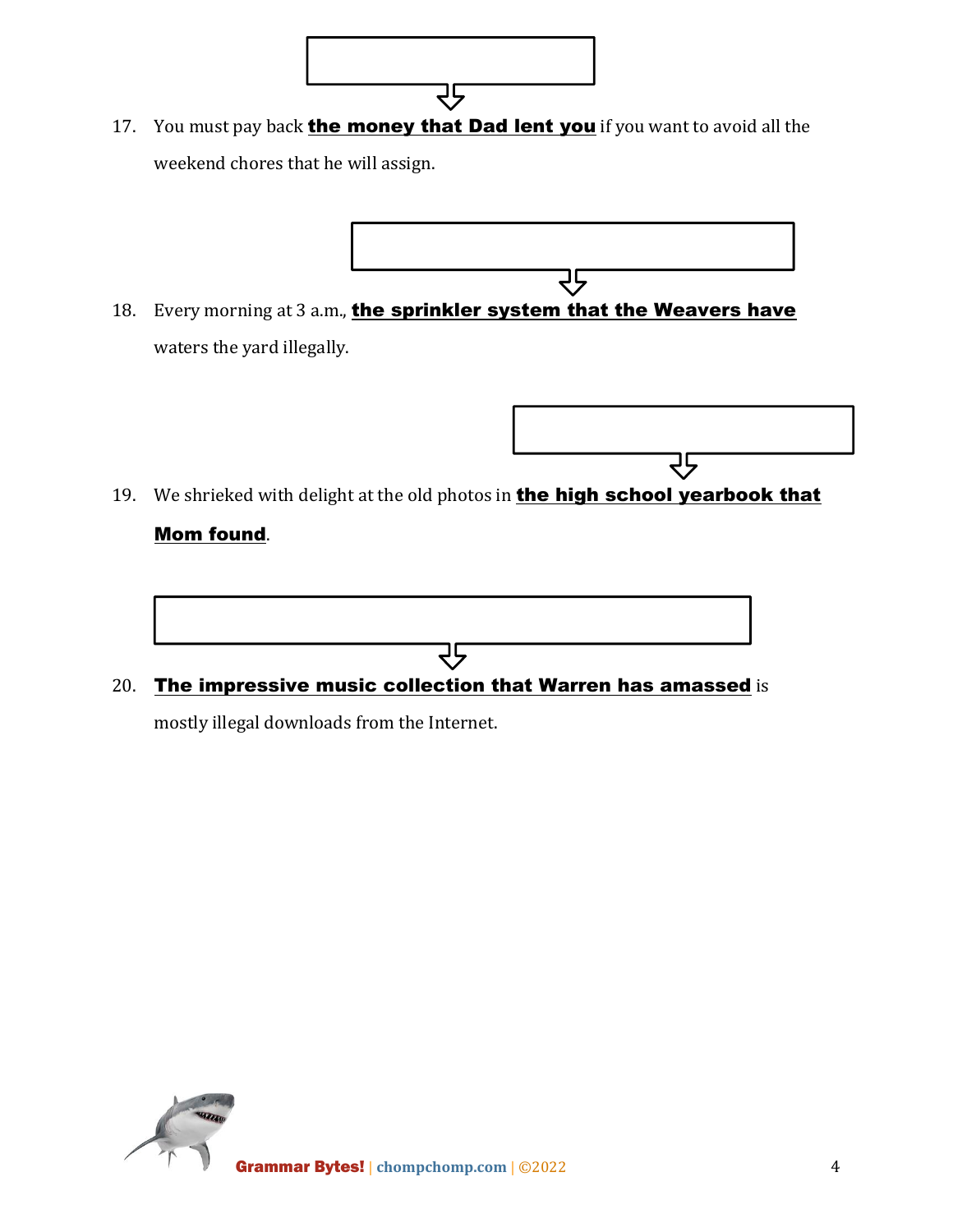17. You must pay back **<u>the money that Dad lent you</u>** if you want to avoid all the weekend chores that he will assign.

18. Every morning at 3 a.m., **<u>the sprinkler system that the Weavers have</u>** waters the yard illegally.

19. We shrieked with delight at the old photos in **<u>the high school yearbook that Mom found</u>**.

20. **<u>The impressive music collection that Warren has amassed</u>** is mostly illegal downloads from the Internet.